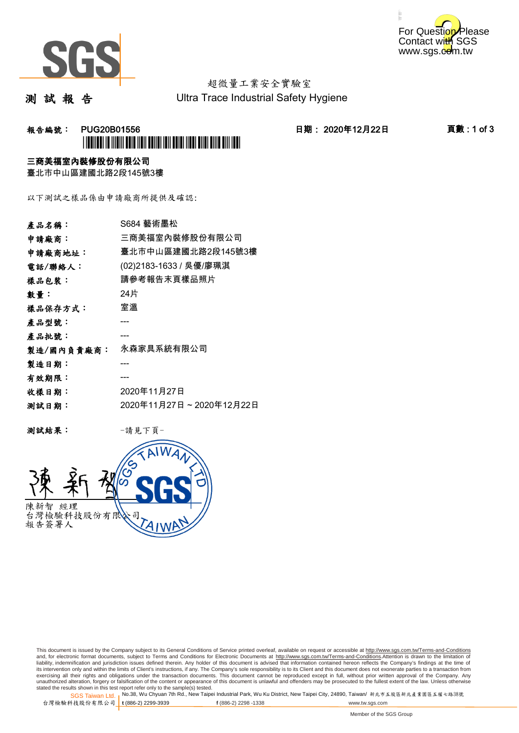超微量工業安全實驗室
Ultra Trace Industrial Safety Hygiene

# 測 試 報 告

**報告編號： PUG20B01556**　　**日期： 2020年12月22日**

**三商美福室內裝修股份有限公司**
臺北市中山區建國北路2段145號3樓

以下測試之樣品係由申請廠商所提供及確認:

| | |
|---|---|
| **產品名稱：** | S684 藝術墨松 |
| **申請廠商：** | 三商美福室內裝修股份有限公司 |
| **申請廠商地址：** | 臺北市中山區建國北路2段145號3樓 |
| **電話/聯絡人：** | (02)2183-1633 / 吳優/廖珮淇 |
| **樣品包裝：** | 請參考報告末頁樣品照片 |
| **數量：** | 24片 |
| **樣品保存方式：** | 室溫 |
| **產品型號：** | --- |
| **產品批號：** | --- |
| **製造/國內負責廠商：** | 永森家具系統有限公司 |
| **製造日期：** | --- |
| **有效期限：** | --- |
| **收樣日期：** | 2020年11月27日 |
| **測試日期：** | 2020年11月27日 ~ 2020年12月22日 |

**測試結果：**　　-請見下頁-

陳新智　經理
台灣檢驗科技股份有限公司
報告簽署人

This document is issued by the Company subject to its General Conditions of Service printed overleaf, available on request or accessible at http://www.sgs.com.tw/Terms-and-Conditions and, for electronic format documents, subject to Terms and Conditions for Electronic Documents at http://www.sgs.com.tw/Terms-and-Conditions.Attention is drawn to the limitation of liability, indemnification and jurisdiction issues defined therein. Any holder of this document is advised that information contained hereon reflects the Company's findings at the time of its intervention only and within the limits of Client's instructions, if any. The Company's sole responsibility is to its Client and this document does not exonerate parties to a transaction from exercising all their rights and obligations under the transaction documents. This document cannot be reproduced except in full, without prior written approval of the Company. Any unauthorized alteration, forgery or falsification of the content or appearance of this document is unlawful and offenders may be prosecuted to the fullest extent of the law. Unless otherwise stated the results shown in this test report refer only to the sample(s) tested.

SGS Taiwan Ltd. 台灣檢驗科技股份有限公司 | No.38, Wu Chyuan 7th Rd., New Taipei Industrial Park, Wu Ku District, New Taipei City, 24890, Taiwan/ 新北市五股區新北產業園區五權七路38號 t (886-2) 2299-3939 f (886-2) 2298 -1338 www.tw.sgs.com

Member of the SGS Group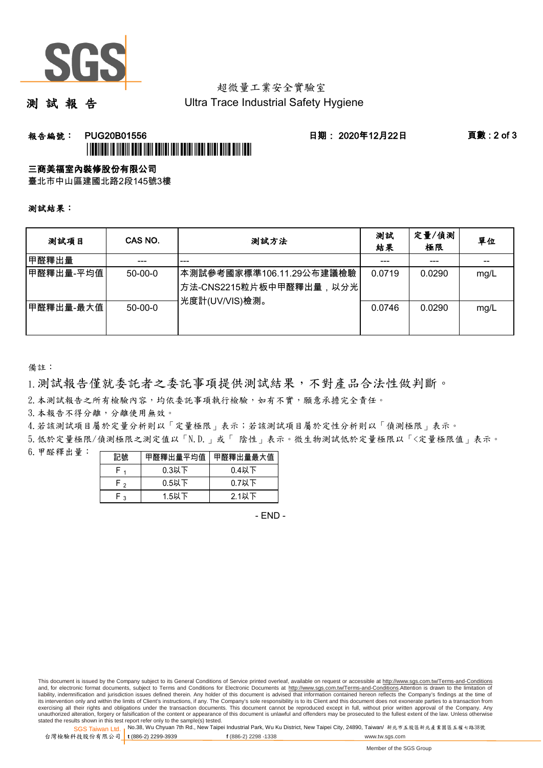# 測 試 報 告

超微量工業安全實驗室
Ultra Trace Industrial Safety Hygiene

**報告編號：** PUG20B01556　　**日期：** 2020年12月22日

**三商美福室內裝修股份有限公司**
臺北市中山區建國北路2段145號3樓

**測試結果：**

| 測試項目 | CAS NO. | 測試方法 | 測試結果 | 定量/偵測極限 | 單位 |
|---|---|---|---|---|---|
| 甲醛釋出量 | --- | --- | --- | --- | -- |
| 甲醛釋出量-平均值 | 50-00-0 | 本測試參考國家標準106.11.29公布建議檢驗方法-CNS2215粒片板中甲醛釋出量，以分光光度計(UV/VIS)檢測。 | 0.0719 | 0.0290 | mg/L |
| 甲醛釋出量-最大值 | 50-00-0 | | 0.0746 | 0.0290 | mg/L |

備註：

1. 測試報告僅就委託者之委託事項提供測試結果，不對產品合法性做判斷。
2. 本測試報告之所有檢驗內容，均依委託事項執行檢驗，如有不實，願意承擔完全責任。
3. 本報告不得分離，分離使用無效。
4. 若該測試項目屬於定量分析則以「定量極限」表示；若該測試項目屬於定性分析則以「偵測極限」表示。
5. 低於定量極限/偵測極限之測定值以「N.D.」或「 陰性」表示。微生物測試低於定量極限以「<定量極限值」表示。
6. 甲醛釋出量：

| 記號 | 甲醛釋出量平均值 | 甲醛釋出量最大值 |
|---|---|---|
| $F_1$ | 0.3以下 | 0.4以下 |
| $F_2$ | 0.5以下 | 0.7以下 |
| $F_3$ | 1.5以下 | 2.1以下 |

- END -

This document is issued by the Company subject to its General Conditions of Service printed overleaf, available on request or accessible at http://www.sgs.com.tw/Terms-and-Conditions and, for electronic format documents, subject to Terms and Conditions for Electronic Documents at http://www.sgs.com.tw/Terms-and-Conditions.Attention is drawn to the limitation of liability, indemnification and jurisdiction issues defined therein. Any holder of this document is advised that information contained hereon reflects the Company's findings at the time of its intervention only and within the limits of Client's instructions, if any. The Company's sole responsibility is to its Client and this document does not exonerate parties to a transaction from exercising all their rights and obligations under the transaction documents. This document cannot be reproduced except in full, without prior written approval of the Company. Any unauthorized alteration, forgery or falsification of the content or appearance of this document is unlawful and offenders may be prosecuted to the fullest extent of the law. Unless otherwise stated the results shown in this test report refer only to the sample(s) tested.

SGS Taiwan Ltd. 台灣檢驗科技股份有限公司 | No.38, Wu Chyuan 7th Rd., New Taipei Industrial Park, Wu Ku District, New Taipei City, 24890, Taiwan/ 新北市五股區新北產業園區五權七路38號 | t (886-2) 2299-3939 | f (886-2) 2298 -1338 | www.tw.sgs.com

Member of the SGS Group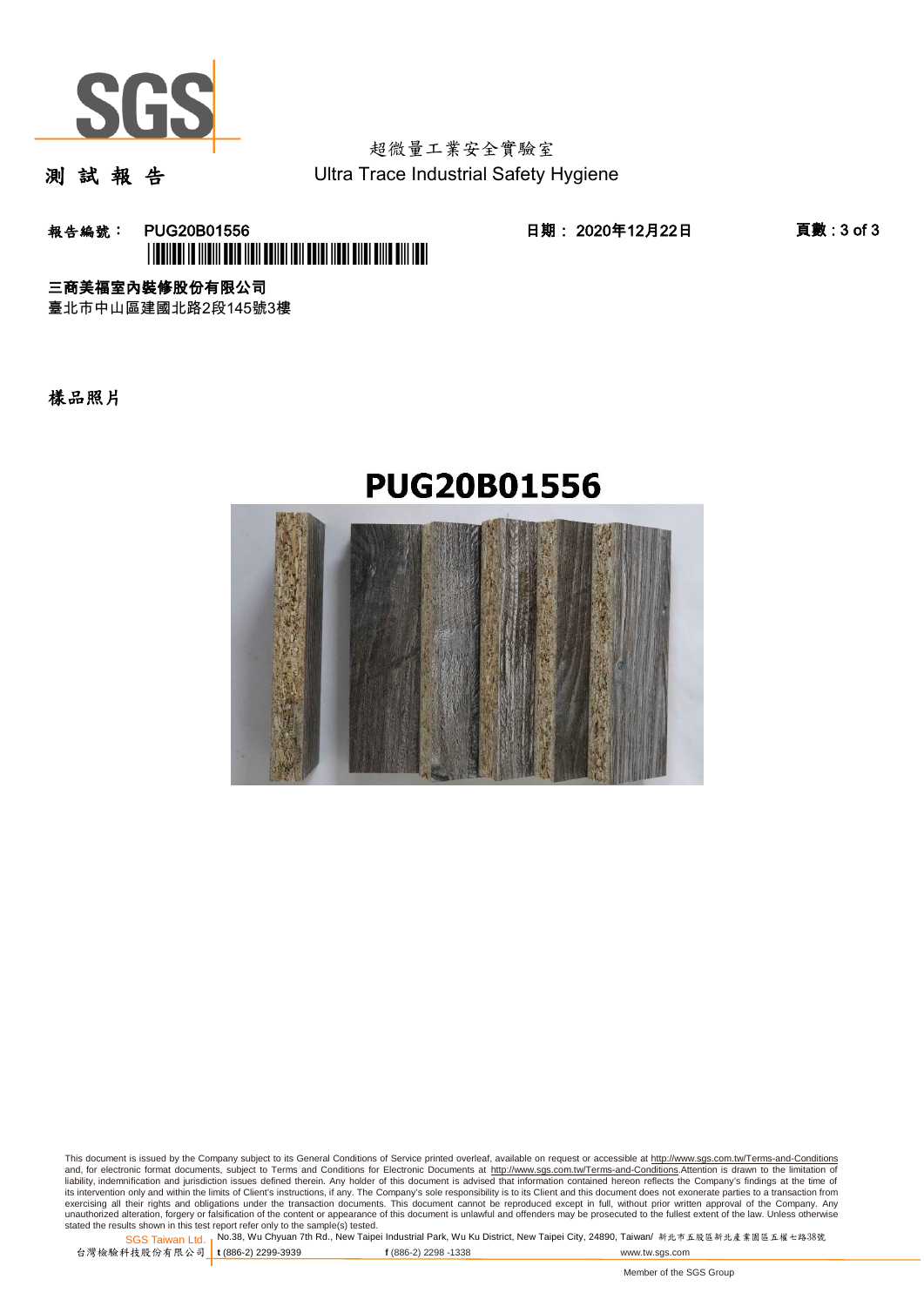# 測 試 報 告

超微量工業安全實驗室
Ultra Trace Industrial Safety Hygiene

**報告編號：** PUG20B01556 **日期：** 2020年12月22日

**三商美福室內裝修股份有限公司**
臺北市中山區建國北路2段145號3樓

## 樣品照片

PUG20B01556

This document is issued by the Company subject to its General Conditions of Service printed overleaf, available on request or accessible at http://www.sgs.com.tw/Terms-and-Conditions and, for electronic format documents, subject to Terms and Conditions for Electronic Documents at http://www.sgs.com.tw/Terms-and-Conditions.Attention is drawn to the limitation of liability, indemnification and jurisdiction issues defined therein. Any holder of this document is advised that information contained hereon reflects the Company's findings at the time of its intervention only and within the limits of Client's instructions, if any. The Company's sole responsibility is to its Client and this document does not exonerate parties to a transaction from exercising all their rights and obligations under the transaction documents. This document cannot be reproduced except in full, without prior written approval of the Company. Any unauthorized alteration, forgery or falsification of the content or appearance of this document is unlawful and offenders may be prosecuted to the fullest extent of the law. Unless otherwise stated the results shown in this test report refer only to the sample(s) tested.

SGS Taiwan Ltd. 台灣檢驗科技股份有限公司 | No.38, Wu Chyuan 7th Rd., New Taipei Industrial Park, Wu Ku District, New Taipei City, 24890, Taiwan/ 新北市五股區新北產業園區五權七路38號 | t (886-2) 2299-3939 f (886-2) 2298 -1338 www.tw.sgs.com

Member of the SGS Group